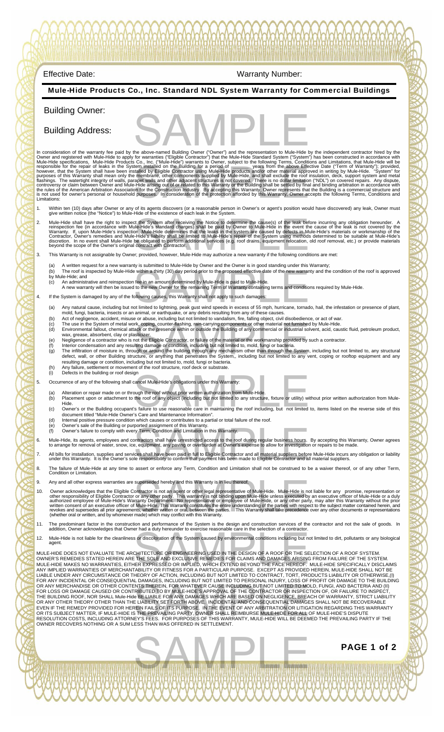Effective Date: Warranty Number:

## Mule-Hide Products Co., Inc. Standard NDL System Warranty for Commercial Buildings

### Building Owner:

### Building Address:

SAMPLE

In consideration of the warranty fee paid by the above-named Building Owner ("Owner") and the representation to Mule-Hide by the independent contractor hired by the Owner and registered with Mule-Hide to apply for warranties ("Eligible Contractor") that the Mule-Hide Standard System ("System") has been constructed in accordance with Mule-Hide specifications, Mule-Hide Products Co., Inc. ("Mule-Hide") warrants to Owner, subject to the following Terms, Conditions and Limitations, that Mule-Hide will be responsible for the repair of leaks in the System installed on the Building for a period of \_\_\_\_\_ years from the above Effective Date ("Term of Warranty"); provided, however, that the System shall have been installed by Eligible Contractor using Mule-Hide products and/or other material approved in writing by Mule-Hide. "System" for purposes of this Warranty shall mean only the membrane, other components supplied by Mule-Hide, and shall exclude the roof insulation, deck, support system and metal flashings. The watertight integrity of walls, parapet walls and other adjacent structures is not covered. There is no dollar limitation ("NDL") on covered repairs. Any dispute, controversy or claim between Owner and Mule-Hide arising out of or related to this Warranty or the Building shall be settled by final and binding arbitration in accordance with the rules of the American Arbitration Association for the Construction Industry. By accepting this Warranty, Owner represents that the Building is a commercial structure and is not used for owner's personal or household purposes. In consideration of the protection afforded by this Warranty, Owner accepts the following Terms, Conditions and Limitations:

1. Within ten (10) days after Owner or any of its agents discovers (or a reasonable person in Owner's or agent's position would have discovered) any leak, Owner must give written notice (the "Notice") to Mule-Hide of the existence of each leak in the System.

2. Mule-Hide shall have the right to inspect the System after receiving the Notice to determine the cause(s) of the leak before incurring any obligation hereunder. A reinspection fee (in accordance with Mule-Hide's standard charges) shall be paid by Owner to Mule-Hide in the event the cause of the leak is not covered by the Warranty. If, upon Mule-Hide's inspection, Mule-Hide determines that the leaks in the system are caused by defects in Mule-Hide's materials or workmanship of the Contractor, Owner's remedies and Mule-Hide's liability shall be limited to Mule-Hide's repair of the System using methods determined to be suitable at Mule-Hide's discretion. In no event shall Mule-Hide be obligated to perform additional services (e.g. roof drains, equipment relocation, old roof removal, etc.) or provide materials beyond the scope of the Owner's original contract with Contractor.

3. This Warranty is not assignable by Owner; provided, however, Mule-Hide may authorize a new warranty if the following conditions are met:
   (a) A written request for a new warranty is submitted to Mule-Hide by Owner and the Owner is in good standing under this Warranty;
   (b) The roof is inspected by Mule-Hide within a thirty (30) day period prior to the proposed effective date of the new warranty and the condition of the roof is approved by Mule-Hide; and
   (c) An administrative and reinspection fee in an amount determined by Mule-Hide is paid to Mule-Hide.
   A new warranty will then be issued to the new Owner for the remaining Term of Warranty containing terms and conditions required by Mule-Hide.

4. If the System is damaged by any of the following causes, this Warranty shall not apply to such damages:
   (a) Any natural cause, including but not limited to lightning, peak gust wind speeds in excess of 55 mph, hurricane, tornado, hail, the infestation or presence of plant, mold, fungi, bacteria, insects or an animal, or earthquake, or any debris resulting from any of these causes.
   (b) Act of negligence, accident, misuse or abuse, including but not limited to vandalism, fire, falling object, civil disobedience, or act of war.
   (c) The use in the System of metal work, coping, counter-flashing, rain-carrying components or other material not furnished by Mule-Hide.
   (d) Environmental fallout, chemical attack or the presence within or outside the Building of any commercial or industrial solvent, acid, caustic fluid, petroleum product, wax, grease, absorbent, clay or plasticizer.
   (e) Negligence of a contractor who is not the Eligible Contractor, or failure of the material or the workmanship provided by such a contractor.
   (f) Interior condensation and any resulting damage or condition, including but not limited to, mold, fungi or bacteria.
   (g) The infiltration of moisture in, through or around the building through any mechanism other than through the System, including but not limited to, any structural defect, wall, or other Building structure, or anything that penetrates the System,, including but not limited to any vent, coping or rooftop equipment and any resulting damage or condition, including but not limited to, mold, fungi or bacteria.
   (h) Any failure, settlement or movement of the roof structure, roof deck or substrate.
   (i) Defects in the building or roof design

5. Occurrence of any of the following shall cancel Mule-Hide's obligations under this Warranty:
   (a) Alteration or repair made on or through the roof without prior written authorization from Mule-Hide.
   (b) Placement upon or attachment to the roof of any object (including but not limited to any structure, fixture or utility) without prior written authorization from Mule-Hide.
   (c) Owner's or the Building occupant's failure to use reasonable care in maintaining the roof including, but not limited to, items listed on the reverse side of this document titled "Mule-Hide Owner's Care and Maintenance Information".
   (d) Internal positive pressure condition which causes or contributes to a partial or total failure of the roof.
   (e) Owner's sale of the Building or purported assignment of this Warranty.
   (f) Owner's failure to comply with every Term, Condition and Limitation in this Warranty.

6. Mule-Hide, its agents, employees and contractors shall have unrestricted access to the roof during regular business hours. By accepting this Warranty, Owner agrees to arrange for removal of water, snow, ice, equipment, any paving or overburden at Owner's expense to allow for investigation or repairs to be made.

7. All bills for installation, supplies and services shall have been paid in full to Eligible Contractor and all material suppliers before Mule-Hide incurs any obligation or liability under this Warranty. It is the Owner's sole responsibility to confirm that payment has been made to Eligible Contractor and all material suppliers.

8. The failure of Mule-Hide at any time to assert or enforce any Term, Condition and Limitation shall not be construed to be a waiver thereof, or of any other Term, Condition or Limitation.

9. Any and all other express warranties are superseded hereby and this Warranty is in lieu thereof.

10. Owner acknowledges that the Eligible Contractor is not an agent or other legal representative of Mule-Hide. Mule-Hide is not liable for any promise, representation or other responsibility of Eligible Contractor or any other party. This warranty is not binding upon Mule-Hide unless executed by an executive officer of Mule-Hide or a duly authorized employee of Mule-Hide's Warranty Department. No representative or employee of Mule-Hide, or any other party, may alter this Warranty without the prior written consent of an executive officer of Mule-Hide. This Warranty constitutes the entire understanding of the parties with respect to the subject matter contained herein, and revokes and supersedes all prior agreements, whether written or oral, between the parties. This Warranty shall take precedence over any other documents or representations (whether oral or written, and by whomever made) which may conflict with this Warranty.

11. The predominant factor in the construction and performance of the System is the design and construction services of the contractor and not the sale of goods. In addition, Owner acknowledges that Owner had a duty hereunder to exercise reasonable care in the selection of a contractor.

12. Mule-Hide is not liable for the cleanliness or discoloration of the System caused by environmental conditions including but not limited to dirt, pollutants or any biological agent.

MULE-HIDE DOES NOT EVALUATE THE ARCHITECTURE OR ENGINEERING USED IN THE DESIGN OF A ROOF OR THE SELECTION OF A ROOF SYSTEM. OWNER'S REMEDIES STATED HEREIN ARE THE SOLE AND EXCLUSIVE REMEDIES FOR CLAIMS AND DAMAGES ARISING FROM FAILURE OF THE SYSTEM. MULE-HIDE MAKES NO WARRANTIES, EITHER EXPRESSED OR IMPLIED, WHICH EXTEND BEYOND THE FACE HEREOF. MULE-HIDE SPECIFICALLY DISCLAIMS ANY IMPLIED WARRANTIES OF MERCHANTABILITY OR FITNESS FOR A PARTICULAR PURPOSE. EXCEPT AS PROVIDED HEREIN, MULE-HIDE SHALL NOT BE LIABLE UNDER ANY CIRCUMSTANCE OR THEORY OF ACTION, INCLUDING BUT NOT LIMITED TO CONTRACT, TORT, PRODUCTS LIABILITY OR OTHERWISE,(I) FOR ANY INCIDENTAL OR CONSEQUENTIAL DAMAGES, INCLUDING BUT NOT LIMITED TO PERSONAL INJURY, LOSS OF PROFIT OR DAMAGE TO THE BUILDING OR ANY MERCHANDISE OR OTHER CONTENTS THEREIN, FOR WHATEVER CAUSE INCLUDING BUT NOT LIMITED TO MOLD, FUNGI, AND BACTERIA AND (II) FOR LOSS OR DAMAGE CAUSED OR CONTRIBUTED TO BY MULE-HIDE'S APPROVAL OF THE CONTRACTOR OR INSPECTION OF, OR FAILURE TO INSPECT, THE BUILDING ROOF, NOR SHALL Mule-Hide BE LIABLE FOR ANY DAMAGES WHICH ARE BASED ON NEGLIGENCE, BREACH OF WARRANTY, STRICT LIABILITY OR ANY OTHER THEORY OTHER THAN THE LIABILITY SET FORTH ABOVE. INCIDENTAL AND CONSEQUENTIAL DAMAGES SHALL NOT BE RECOVERABLE EVEN IF THE REMEDY PROVIDED FOR HEREIN FAILS OF ITS PURPOSE. IN THE EVENT OF ANY ARBITRATION OR LITIGATION REGARDING THIS WARRANTY OR ITS SUBJECT MATTER, IF MULE-HIDE IS THE PREVAILING PARTY, OWNER SHALL REIMBURSE MULE-HIDE FOR ALL OF MULE-HIDE'S DISPUTE RESOLUTION COSTS, INCLUDING ATTORNEY'S FEES. FOR PURPOSES OF THIS WARRANTY, MULE-HIDE WILL BE DEEMED THE PREVAILING PARTY IF THE OWNER RECOVERS NOTHING OR A SUM LESS THAN WAS OFFERED IN SETTLEMENT.

SAMPLE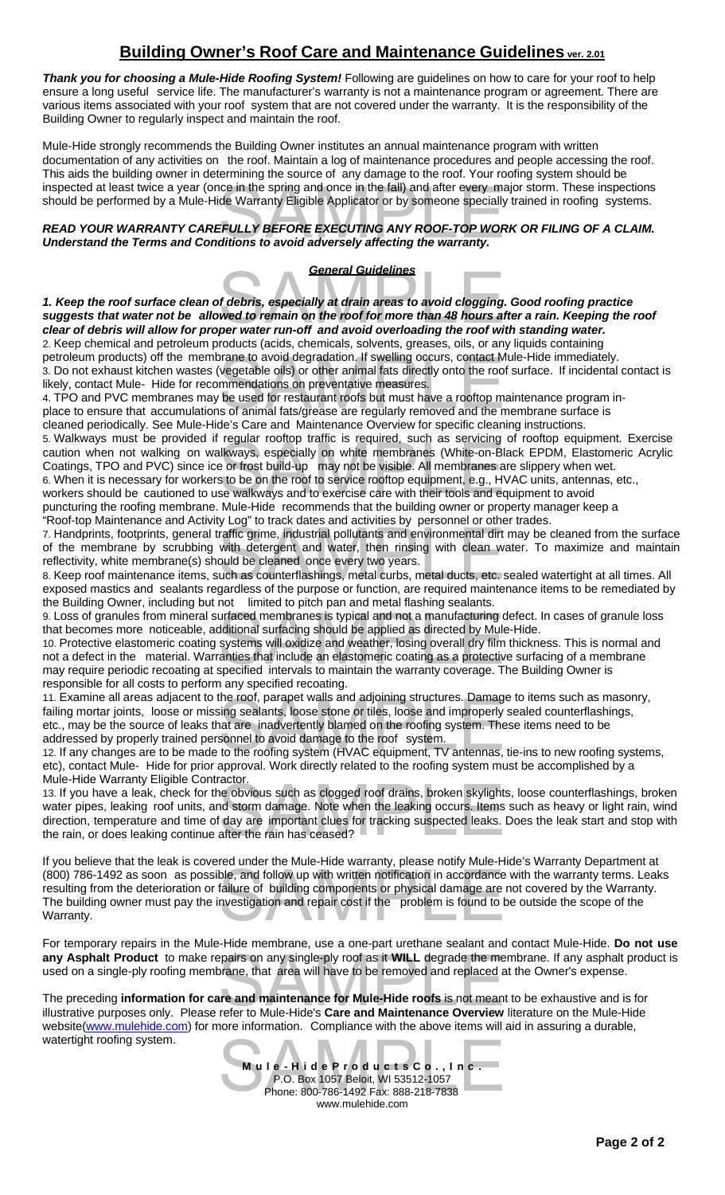# Building Owner's Roof Care and Maintenance Guidelines ver. 2.01

***Thank you for choosing a Mule-Hide Roofing System!*** Following are guidelines on how to care for your roof to help ensure a long useful service life. The manufacturer's warranty is not a maintenance program or agreement. There are various items associated with your roof system that are not covered under the warranty. It is the responsibility of the Building Owner to regularly inspect and maintain the roof.

Mule-Hide strongly recommends the Building Owner institutes an annual maintenance program with written documentation of any activities on the roof. Maintain a log of maintenance procedures and people accessing the roof. This aids the building owner in determining the source of any damage to the roof. Your roofing system should be inspected at least twice a year (once in the spring and once in the fall) and after every major storm. These inspections should be performed by a Mule-Hide Warranty Eligible Applicator or by someone specially trained in roofing systems.

***READ YOUR WARRANTY CAREFULLY BEFORE EXECUTING ANY ROOF-TOP WORK OR FILING OF A CLAIM. Understand the Terms and Conditions to avoid adversely affecting the warranty.***

## *General Guidelines*

***1. Keep the roof surface clean of debris, especially at drain areas to avoid clogging. Good roofing practice suggests that water not be allowed to remain on the roof for more than 48 hours after a rain. Keeping the roof clear of debris will allow for proper water run-off and avoid overloading the roof with standing water.***

2. Keep chemical and petroleum products (acids, chemicals, solvents, greases, oils, or any liquids containing petroleum products) off the membrane to avoid degradation. If swelling occurs, contact Mule-Hide immediately.

3. Do not exhaust kitchen wastes (vegetable oils) or other animal fats directly onto the roof surface. If incidental contact is likely, contact Mule- Hide for recommendations on preventative measures.

4. TPO and PVC membranes may be used for restaurant roofs but must have a rooftop maintenance program in-place to ensure that accumulations of animal fats/grease are regularly removed and the membrane surface is cleaned periodically. See Mule-Hide's Care and Maintenance Overview for specific cleaning instructions.

5. Walkways must be provided if regular rooftop traffic is required, such as servicing of rooftop equipment. Exercise caution when not walking on walkways, especially on white membranes (White-on-Black EPDM, Elastomeric Acrylic Coatings, TPO and PVC) since ice or frost build-up may not be visible. All membranes are slippery when wet.

6. When it is necessary for workers to be on the roof to service rooftop equipment, e.g., HVAC units, antennas, etc., workers should be cautioned to use walkways and to exercise care with their tools and equipment to avoid puncturing the roofing membrane. Mule-Hide recommends that the building owner or property manager keep a "Roof-top Maintenance and Activity Log" to track dates and activities by personnel or other trades.

7. Handprints, footprints, general traffic grime, industrial pollutants and environmental dirt may be cleaned from the surface of the membrane by scrubbing with detergent and water, then rinsing with clean water. To maximize and maintain reflectivity, white membrane(s) should be cleaned once every two years.

8. Keep roof maintenance items, such as counterflashings, metal curbs, metal ducts, etc. sealed watertight at all times. All exposed mastics and sealants regardless of the purpose or function, are required maintenance items to be remediated by the Building Owner, including but not limited to pitch pan and metal flashing sealants.

9. Loss of granules from mineral surfaced membranes is typical and not a manufacturing defect. In cases of granule loss that becomes more noticeable, additional surfacing should be applied as directed by Mule-Hide.

10. Protective elastomeric coating systems will oxidize and weather, losing overall dry film thickness. This is normal and not a defect in the material. Warranties that include an elastomeric coating as a protective surfacing of a membrane may require periodic recoating at specified intervals to maintain the warranty coverage. The Building Owner is responsible for all costs to perform any specified recoating.

11. Examine all areas adjacent to the roof, parapet walls and adjoining structures. Damage to items such as masonry, failing mortar joints, loose or missing sealants, loose stone or tiles, loose and improperly sealed counterflashings, etc., may be the source of leaks that are inadvertently blamed on the roofing system. These items need to be addressed by properly trained personnel to avoid damage to the roof system.

12. If any changes are to be made to the roofing system (HVAC equipment, TV antennas, tie-ins to new roofing systems, etc), contact Mule- Hide for prior approval. Work directly related to the roofing system must be accomplished by a Mule-Hide Warranty Eligible Contractor.

13. If you have a leak, check for the obvious such as clogged roof drains, broken skylights, loose counterflashings, broken water pipes, leaking roof units, and storm damage. Note when the leaking occurs. Items such as heavy or light rain, wind direction, temperature and time of day are important clues for tracking suspected leaks. Does the leak start and stop with the rain, or does leaking continue after the rain has ceased?

If you believe that the leak is covered under the Mule-Hide warranty, please notify Mule-Hide's Warranty Department at (800) 786-1492 as soon as possible, and follow up with written notification in accordance with the warranty terms. Leaks resulting from the deterioration or failure of building components or physical damage are not covered by the Warranty. The building owner must pay the investigation and repair cost if the problem is found to be outside the scope of the Warranty.

For temporary repairs in the Mule-Hide membrane, use a one-part urethane sealant and contact Mule-Hide. **Do not use any Asphalt Product** to make repairs on any single-ply roof as it **WILL** degrade the membrane. If any asphalt product is used on a single-ply roofing membrane, that area will have to be removed and replaced at the Owner's expense.

The preceding **information for care and maintenance for Mule-Hide roofs** is not meant to be exhaustive and is for illustrative purposes only. Please refer to Mule-Hide's **Care and Maintenance Overview** literature on the Mule-Hide website(www.mulehide.com) for more information. Compliance with the above items will aid in assuring a durable, watertight roofing system.

**Mule-Hide Products Co., Inc.**
P.O. Box 1057 Beloit, WI 53512-1057
Phone: 800-786-1492 Fax: 888-218-7838
www.mulehide.com